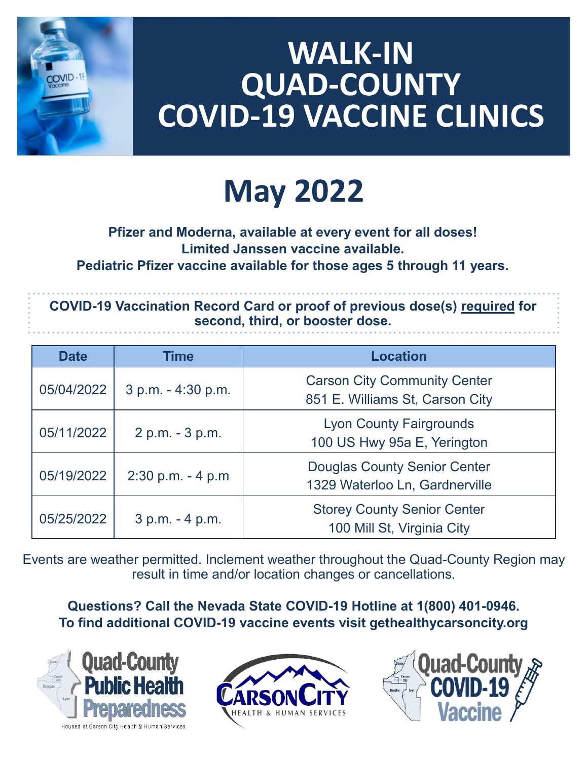# WALK-IN QUAD-COUNTY COVID-19 VACCINE CLINICS

# May 2022

**Pfizer and Moderna, available at every event for all doses!**
**Limited Janssen vaccine available.**
**Pediatric Pfizer vaccine available for those ages 5 through 11 years.**

**COVID-19 Vaccination Record Card or proof of previous dose(s) required for second, third, or booster dose.**

| Date | Time | Location |
|---|---|---|
| 05/04/2022 | 3 p.m. - 4:30 p.m. | Carson City Community Center<br>851 E. Williams St, Carson City |
| 05/11/2022 | 2 p.m. - 3 p.m. | Lyon County Fairgrounds<br>100 US Hwy 95a E, Yerington |
| 05/19/2022 | 2:30 p.m. - 4 p.m | Douglas County Senior Center<br>1329 Waterloo Ln, Gardnerville |
| 05/25/2022 | 3 p.m. - 4 p.m. | Storey County Senior Center<br>100 Mill St, Virginia City |

Events are weather permitted. Inclement weather throughout the Quad-County Region may result in time and/or location changes or cancellations.

**Questions? Call the Nevada State COVID-19 Hotline at 1(800) 401-0946.**
**To find additional COVID-19 vaccine events visit gethealthycarsoncity.org**

Quad-County Public Health Preparedness
Housed at Carson City Health & Human Services

Carson City Health & Human Services

Quad-County COVID-19 Vaccine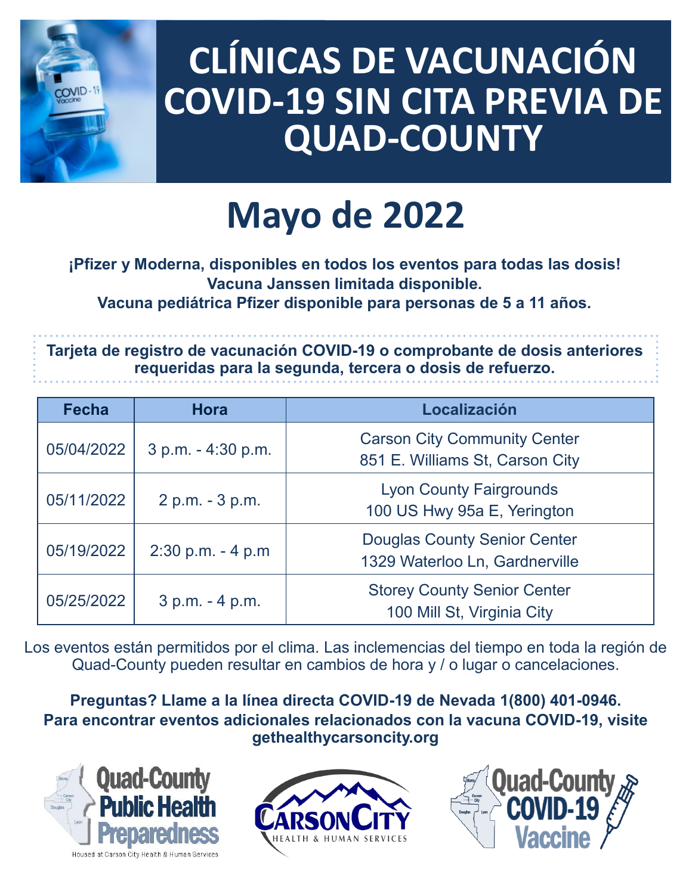# CLÍNICAS DE VACUNACIÓN COVID-19 SIN CITA PREVIA DE QUAD-COUNTY

## Mayo de 2022

**¡Pfizer y Moderna, disponibles en todos los eventos para todas las dosis!**
**Vacuna Janssen limitada disponible.**
**Vacuna pediátrica Pfizer disponible para personas de 5 a 11 años.**

**Tarjeta de registro de vacunación COVID-19 o comprobante de dosis anteriores requeridas para la segunda, tercera o dosis de refuerzo.**

| Fecha | Hora | Localización |
|---|---|---|
| 05/04/2022 | 3 p.m. - 4:30 p.m. | Carson City Community Center<br>851 E. Williams St, Carson City |
| 05/11/2022 | 2 p.m. - 3 p.m. | Lyon County Fairgrounds<br>100 US Hwy 95a E, Yerington |
| 05/19/2022 | 2:30 p.m. - 4 p.m | Douglas County Senior Center<br>1329 Waterloo Ln, Gardnerville |
| 05/25/2022 | 3 p.m. - 4 p.m. | Storey County Senior Center<br>100 Mill St, Virginia City |

Los eventos están permitidos por el clima. Las inclemencias del tiempo en toda la región de Quad-County pueden resultar en cambios de hora y / o lugar o cancelaciones.

**Preguntas? Llame a la línea directa COVID-19 de Nevada 1(800) 401-0946.**
**Para encontrar eventos adicionales relacionados con la vacuna COVID-19, visite gethealthycarsoncity.org**

Quad-County Public Health Preparedness
Housed at Carson City Health & Human Services

Carson City Health & Human Services

Quad-County COVID-19 Vaccine